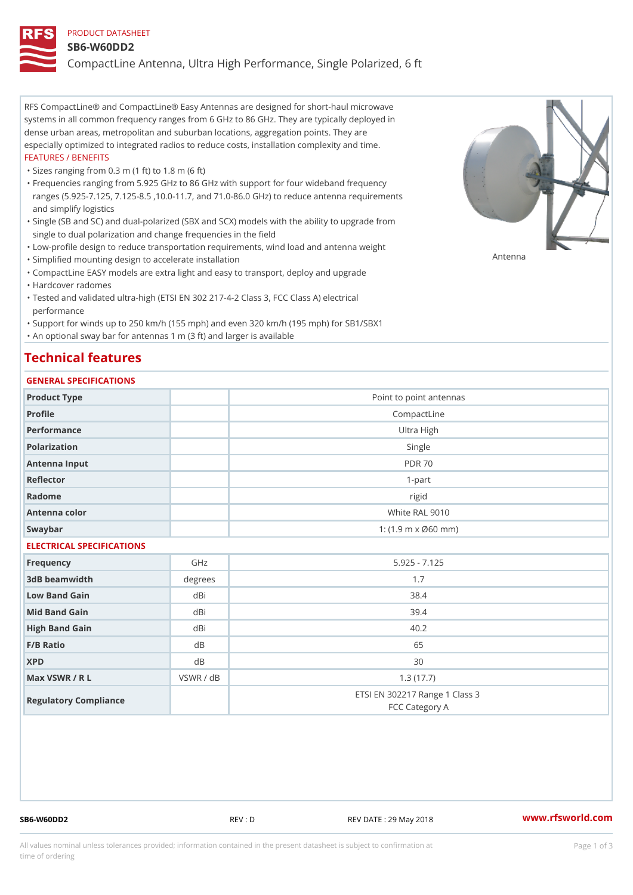PRODUCT DATASHEET

# SB6-W60DD2

## CompactLine Antenna, Ultra High Performance, Single Polarized, 6 ft

RFS CompactLine® and CompactLine® Easy Antennas are designed for short-haul microwave systems in all common frequency ranges from 6 GHz to 86 GHz. They are typically deployed in dense urban areas, metropolitan and suburban locations, aggregation points. They are especially optimized to integrated radios to reduce costs, installation complexity and time.

FEATURES / BENEFITS

- Sizes ranging from 0.3 m (1 ft) to 1.8 m (6 ft)
- Frequencies ranging from 5.925 GHz to 86 GHz with support for four wideband frequency ranges (5.925-7.125, 7.125-8.5 ,10.0-11.7, and 71.0-86.0 GHz) to reduce antenna requirements and simplify logistics
- Single (SB and SC) and dual-polarized (SBX and SCX) models with the ability to upgrade from single to dual polarization and change frequencies in the field
- Low-profile design to reduce transportation requirements, wind load and antenna weight
- Simplified mounting design to accelerate installation
- CompactLine EASY models are extra light and easy to transport, deploy and upgrade
- Hardcover radomes
- Tested and validated ultra-high (ETSI EN 302 217-4-2 Class 3, FCC Class A) electrical performance
- Support for winds up to 250 km/h (155 mph) and even 320 km/h (195 mph) for SB1/SBX1
- An optional sway bar for antennas 1 m (3 ft) and larger is available

Antenna

## Technical features

### GENERAL SPECIFICATIONS

| | | |
|---|---|---|
| Product Type | | Point to point antennas |
| Profile | | CompactLine |
| Performance | | Ultra High |
| Polarization | | Single |
| Antenna Input | | PDR 70 |
| Reflector | | 1-part |
| Radome | | rigid |
| Antenna color | | White RAL 9010 |
| Swaybar | | 1: (1.9 m x Ø60 mm) |

### ELECTRICAL SPECIFICATIONS

| | | |
|---|---|---|
| Frequency | GHz | 5.925 - 7.125 |
| 3dB beamwidth | degrees | 1.7 |
| Low Band Gain | dBi | 38.4 |
| Mid Band Gain | dBi | 39.4 |
| High Band Gain | dBi | 40.2 |
| F/B Ratio | dB | 65 |
| XPD | dB | 30 |
| Max VSWR / R L | VSWR / dB | 1.3 (17.7) |
| Regulatory Compliance | | ETSI EN 302217 Range 1 Class 3<br>FCC Category A |

SB6-W60DD2 REV : D REV DATE : 29 May 2018 www.rfsworld.com

All values nominal unless tolerances provided; information contained in the present datasheet is subject to confirmation at time of ordering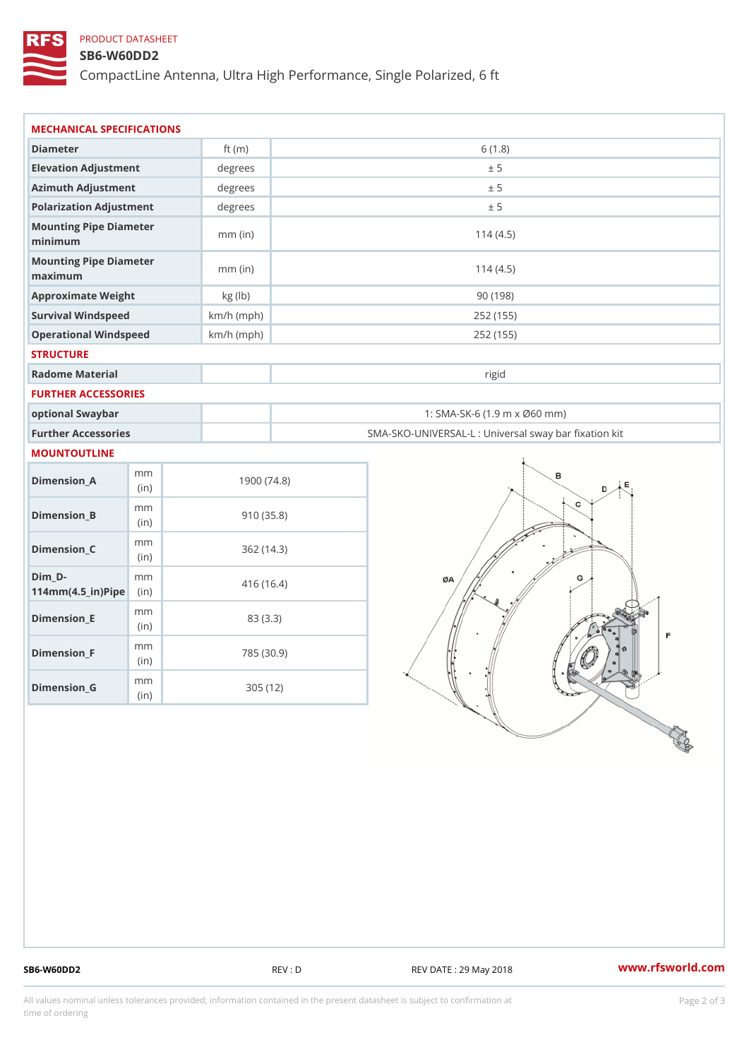PRODUCT DATASHEET

# SB6-W60DD2

CompactLine Antenna, Ultra High Performance, Single Polarized, 6 ft

## MECHANICAL SPECIFICATIONS

| | | |
|---|---|---|
| Diameter | ft (m) | 6 (1.8) |
| Elevation Adjustment | degrees | ± 5 |
| Azimuth Adjustment | degrees | ± 5 |
| Polarization Adjustment | degrees | ± 5 |
| Mounting Pipe Diameter minimum | mm (in) | 114 (4.5) |
| Mounting Pipe Diameter maximum | mm (in) | 114 (4.5) |
| Approximate Weight | kg (lb) | 90 (198) |
| Survival Windspeed | km/h (mph) | 252 (155) |
| Operational Windspeed | km/h (mph) | 252 (155) |

## STRUCTURE

| | | |
|---|---|---|
| Radome Material | | rigid |

## FURTHER ACCESSORIES

| | | |
|---|---|---|
| optional Swaybar | | 1: SMA-SK-6 (1.9 m x Ø60 mm) |
| Further Accessories | | SMA-SKO-UNIVERSAL-L : Universal sway bar fixation kit |

## MOUNTOUTLINE

| | | |
|---|---|---|
| Dimension_A | mm (in) | 1900 (74.8) |
| Dimension_B | mm (in) | 910 (35.8) |
| Dimension_C | mm (in) | 362 (14.3) |
| Dim_D-114mm(4.5_in)Pipe | mm (in) | 416 (16.4) |
| Dimension_E | mm (in) | 83 (3.3) |
| Dimension_F | mm (in) | 785 (30.9) |
| Dimension_G | mm (in) | 305 (12) |

SB6-W60DD2 REV : D REV DATE : 29 May 2018 www.rfsworld.com

All values nominal unless tolerances provided; information contained in the present datasheet is subject to confirmation at time of ordering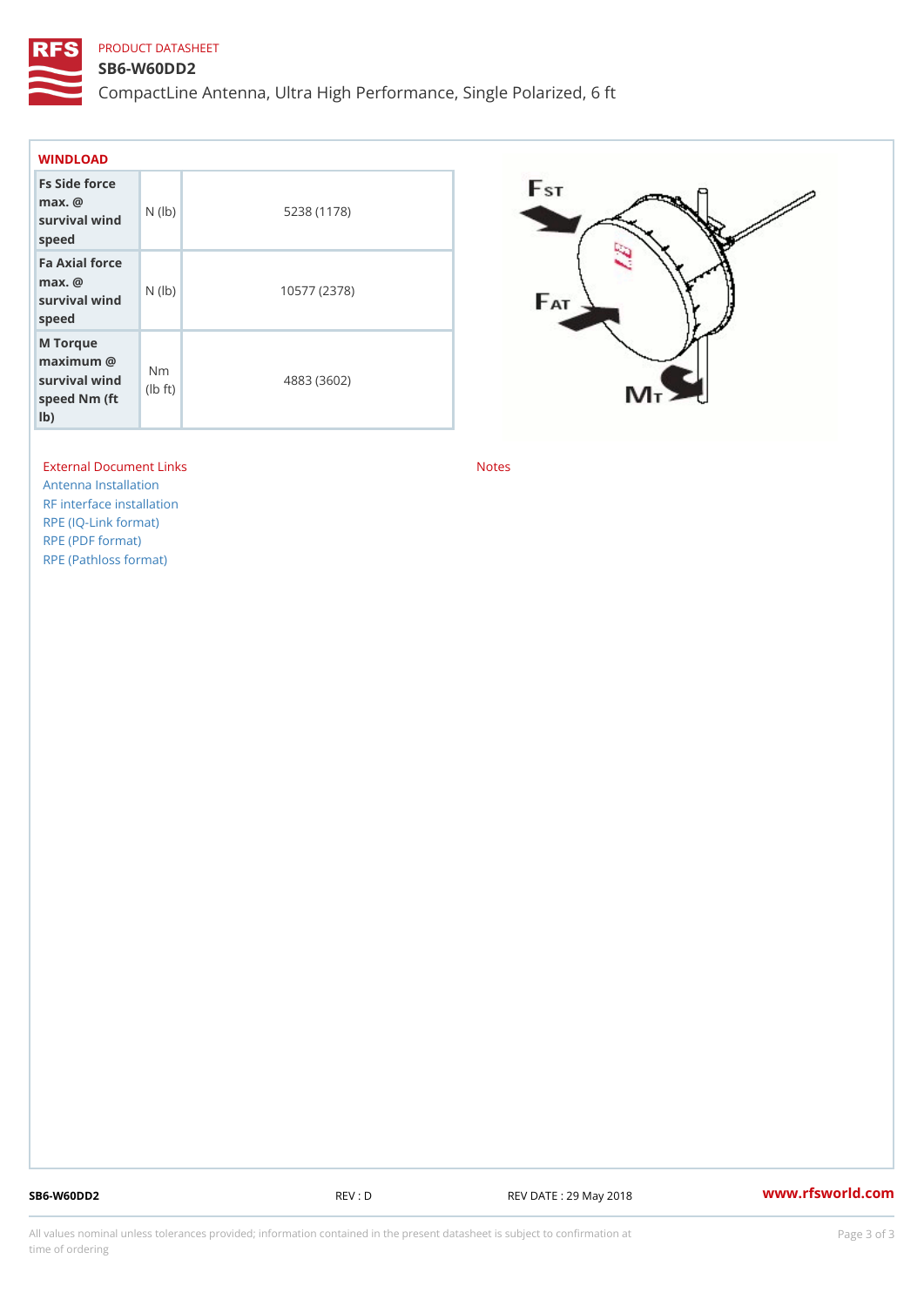PRODUCT DATASHEET

# SB6-W60DD2

CompactLine Antenna, Ultra High Performance, Single Polarized, 6 ft

## WINDLOAD

| | | |
|---|---|---|
| Fs Side force max. @ survival wind speed | N (lb) | 5238 (1178) |
| Fa Axial force max. @ survival wind speed | N (lb) | 10577 (2378) |
| M Torque maximum @ survival wind speed Nm (ft lb) | Nm (lb ft) | 4883 (3602) |

FST

FAT

MT

### External Document Links

Antenna Installation

RF interface installation

RPE (IQ-Link format)

RPE (PDF format)

RPE (Pathloss format)

### Notes

SB6-W60DD2 REV : D REV DATE : 29 May 2018 www.rfsworld.com

All values nominal unless tolerances provided; information contained in the present datasheet is subject to confirmation at time of ordering